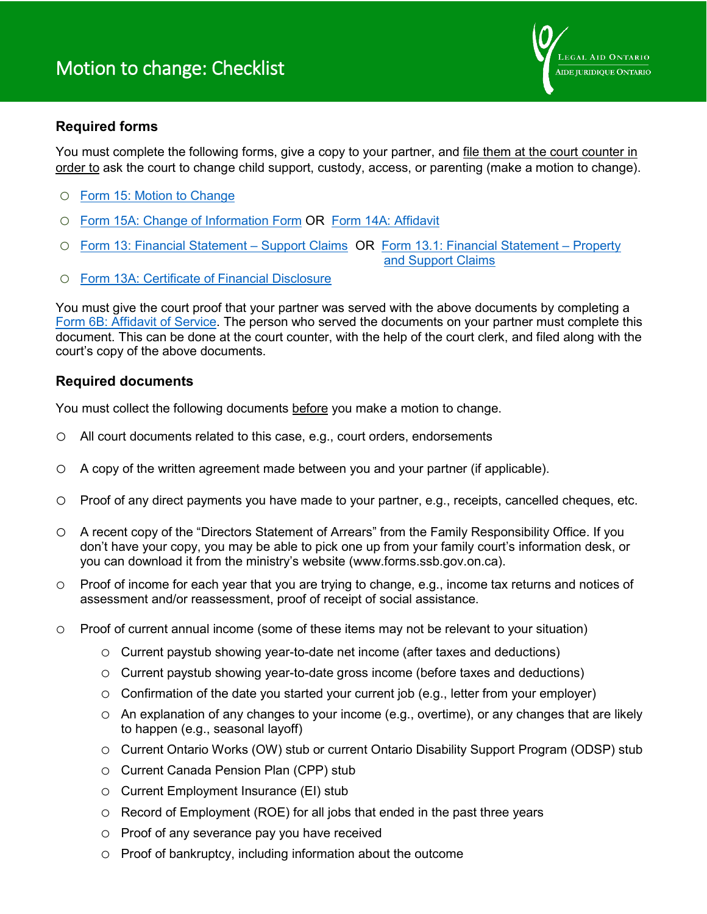# Motion to change: Checklist

Legal Aid Ontario
Aide juridique Ontario

## Required forms

You must complete the following forms, give a copy to your partner, and file them at the court counter in order to ask the court to change child support, custody, access, or parenting (make a motion to change).

- ○ Form 15: Motion to Change
- ○ Form 15A: Change of Information Form OR Form 14A: Affidavit
- ○ Form 13: Financial Statement – Support Claims OR Form 13.1: Financial Statement – Property and Support Claims
- ○ Form 13A: Certificate of Financial Disclosure

You must give the court proof that your partner was served with the above documents by completing a Form 6B: Affidavit of Service. The person who served the documents on your partner must complete this document. This can be done at the court counter, with the help of the court clerk, and filed along with the court's copy of the above documents.

## Required documents

You must collect the following documents before you make a motion to change.

- ○ All court documents related to this case, e.g., court orders, endorsements
- ○ A copy of the written agreement made between you and your partner (if applicable).
- ○ Proof of any direct payments you have made to your partner, e.g., receipts, cancelled cheques, etc.
- ○ A recent copy of the "Directors Statement of Arrears" from the Family Responsibility Office. If you don't have your copy, you may be able to pick one up from your family court's information desk, or you can download it from the ministry's website (www.forms.ssb.gov.on.ca).
- ○ Proof of income for each year that you are trying to change, e.g., income tax returns and notices of assessment and/or reassessment, proof of receipt of social assistance.
- ○ Proof of current annual income (some of these items may not be relevant to your situation)
  - ○ Current paystub showing year-to-date net income (after taxes and deductions)
  - ○ Current paystub showing year-to-date gross income (before taxes and deductions)
  - ○ Confirmation of the date you started your current job (e.g., letter from your employer)
  - ○ An explanation of any changes to your income (e.g., overtime), or any changes that are likely to happen (e.g., seasonal layoff)
  - ○ Current Ontario Works (OW) stub or current Ontario Disability Support Program (ODSP) stub
  - ○ Current Canada Pension Plan (CPP) stub
  - ○ Current Employment Insurance (EI) stub
  - ○ Record of Employment (ROE) for all jobs that ended in the past three years
  - ○ Proof of any severance pay you have received
  - ○ Proof of bankruptcy, including information about the outcome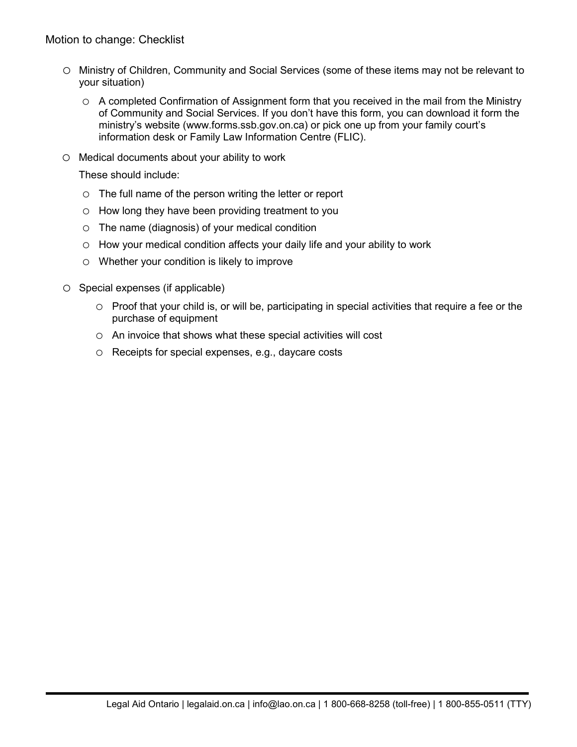- Ministry of Children, Community and Social Services (some of these items may not be relevant to your situation)
  - A completed Confirmation of Assignment form that you received in the mail from the Ministry of Community and Social Services. If you don't have this form, you can download it form the ministry's website (www.forms.ssb.gov.on.ca) or pick one up from your family court's information desk or Family Law Information Centre (FLIC).
- Medical documents about your ability to work

  These should include:

  - The full name of the person writing the letter or report
  - How long they have been providing treatment to you
  - The name (diagnosis) of your medical condition
  - How your medical condition affects your daily life and your ability to work
  - Whether your condition is likely to improve
- Special expenses (if applicable)
  - Proof that your child is, or will be, participating in special activities that require a fee or the purchase of equipment
  - An invoice that shows what these special activities will cost
  - Receipts for special expenses, e.g., daycare costs